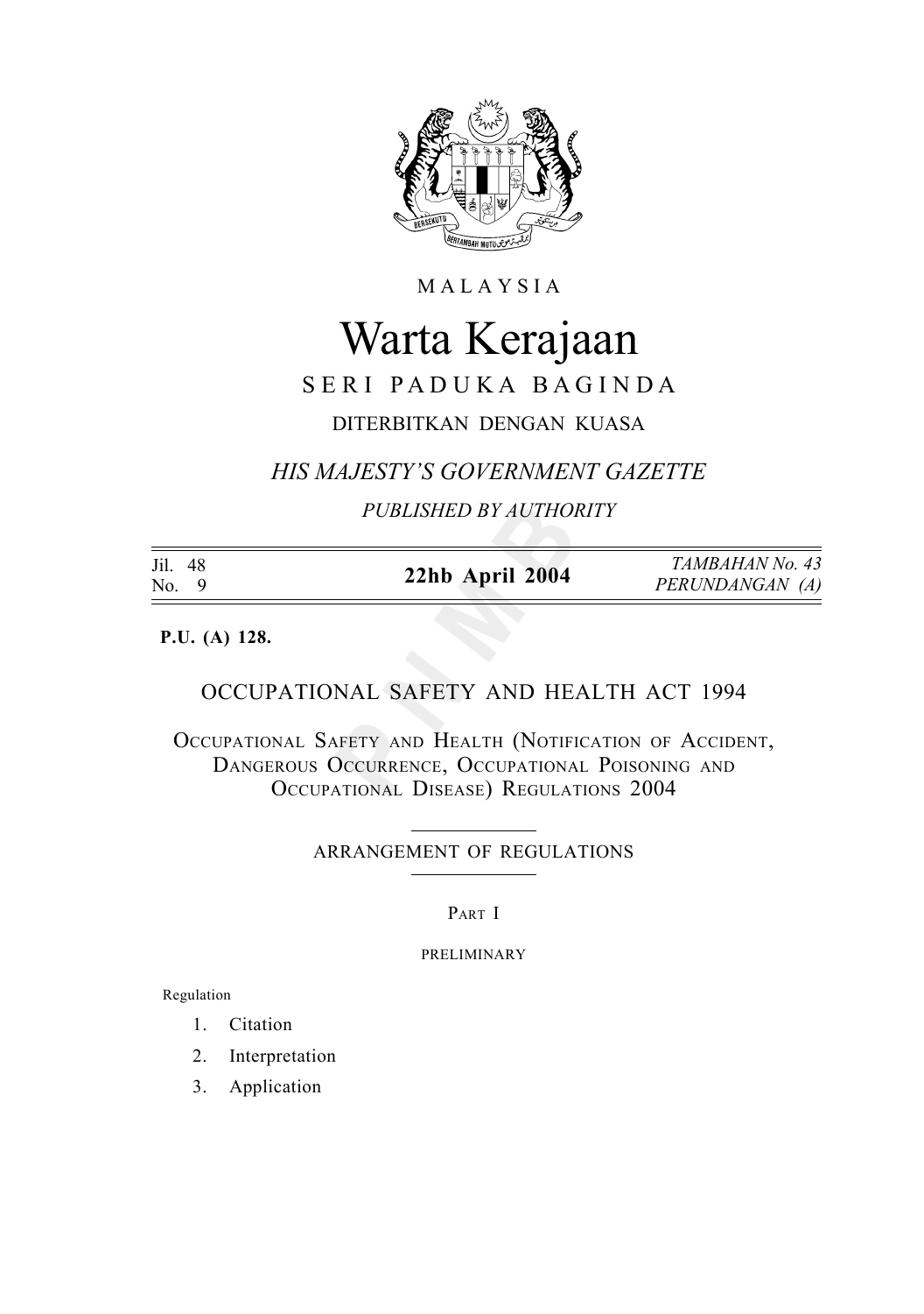MALAYSIA

# Warta Kerajaan

SERI PADUKA BAGINDA

DITERBITKAN DENGAN KUASA

*HIS MAJESTY'S GOVERNMENT GAZETTE*

*PUBLISHED BY AUTHORITY*

| Jil. 48 No. 9 | **22hb April 2004** | *TAMBAHAN No. 43 PERUNDANGAN (A)* |
|---|---|---|

**P.U. (A) 128.**

## OCCUPATIONAL SAFETY AND HEALTH ACT 1994

## OCCUPATIONAL SAFETY AND HEALTH (NOTIFICATION OF ACCIDENT, DANGEROUS OCCURRENCE, OCCUPATIONAL POISONING AND OCCUPATIONAL DISEASE) REGULATIONS 2004

### ARRANGEMENT OF REGULATIONS

PART I

PRELIMINARY

Regulation

1. Citation
2. Interpretation
3. Application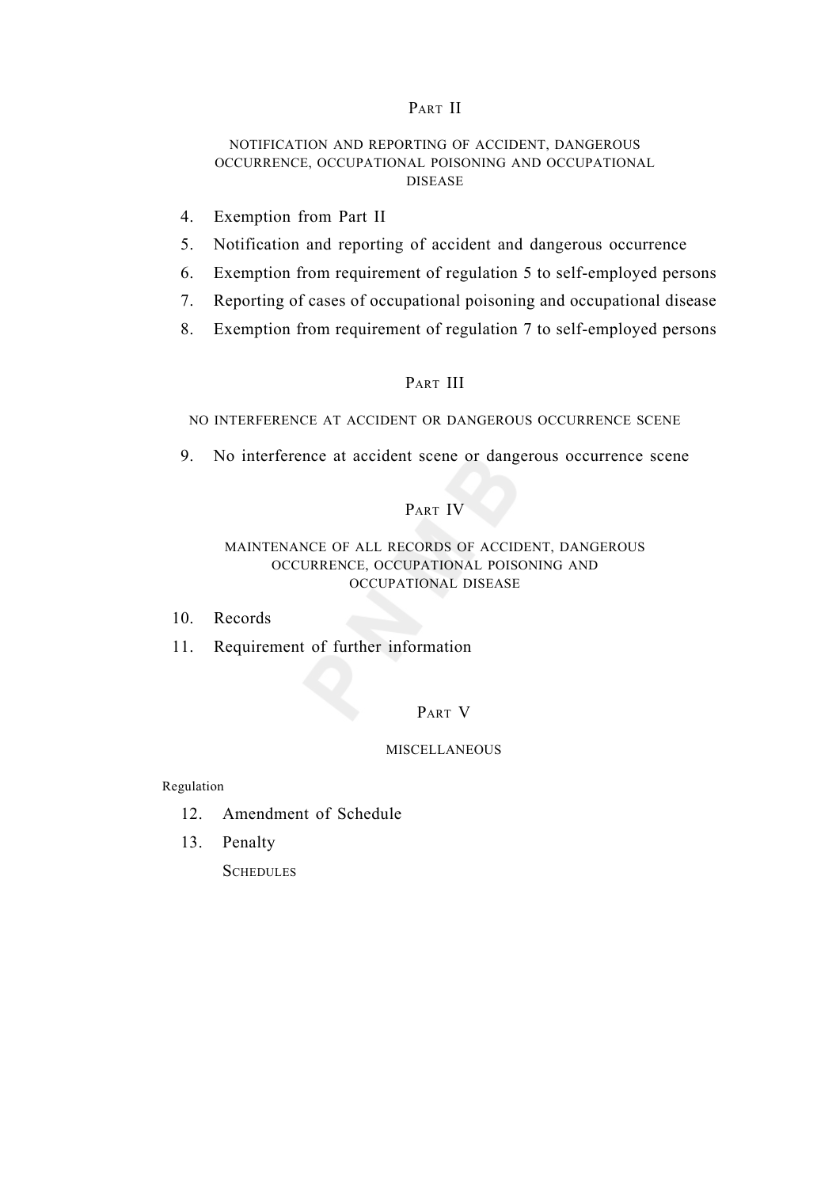## Part II

### NOTIFICATION AND REPORTING OF ACCIDENT, DANGEROUS OCCURRENCE, OCCUPATIONAL POISONING AND OCCUPATIONAL DISEASE

4. Exemption from Part II
5. Notification and reporting of accident and dangerous occurrence
6. Exemption from requirement of regulation 5 to self-employed persons
7. Reporting of cases of occupational poisoning and occupational disease
8. Exemption from requirement of regulation 7 to self-employed persons

## Part III

### NO INTERFERENCE AT ACCIDENT OR DANGEROUS OCCURRENCE SCENE

9. No interference at accident scene or dangerous occurrence scene

## Part IV

### MAINTENANCE OF ALL RECORDS OF ACCIDENT, DANGEROUS OCCURRENCE, OCCUPATIONAL POISONING AND OCCUPATIONAL DISEASE

10. Records
11. Requirement of further information

## Part V

### MISCELLANEOUS

Regulation

12. Amendment of Schedule
13. Penalty

Schedules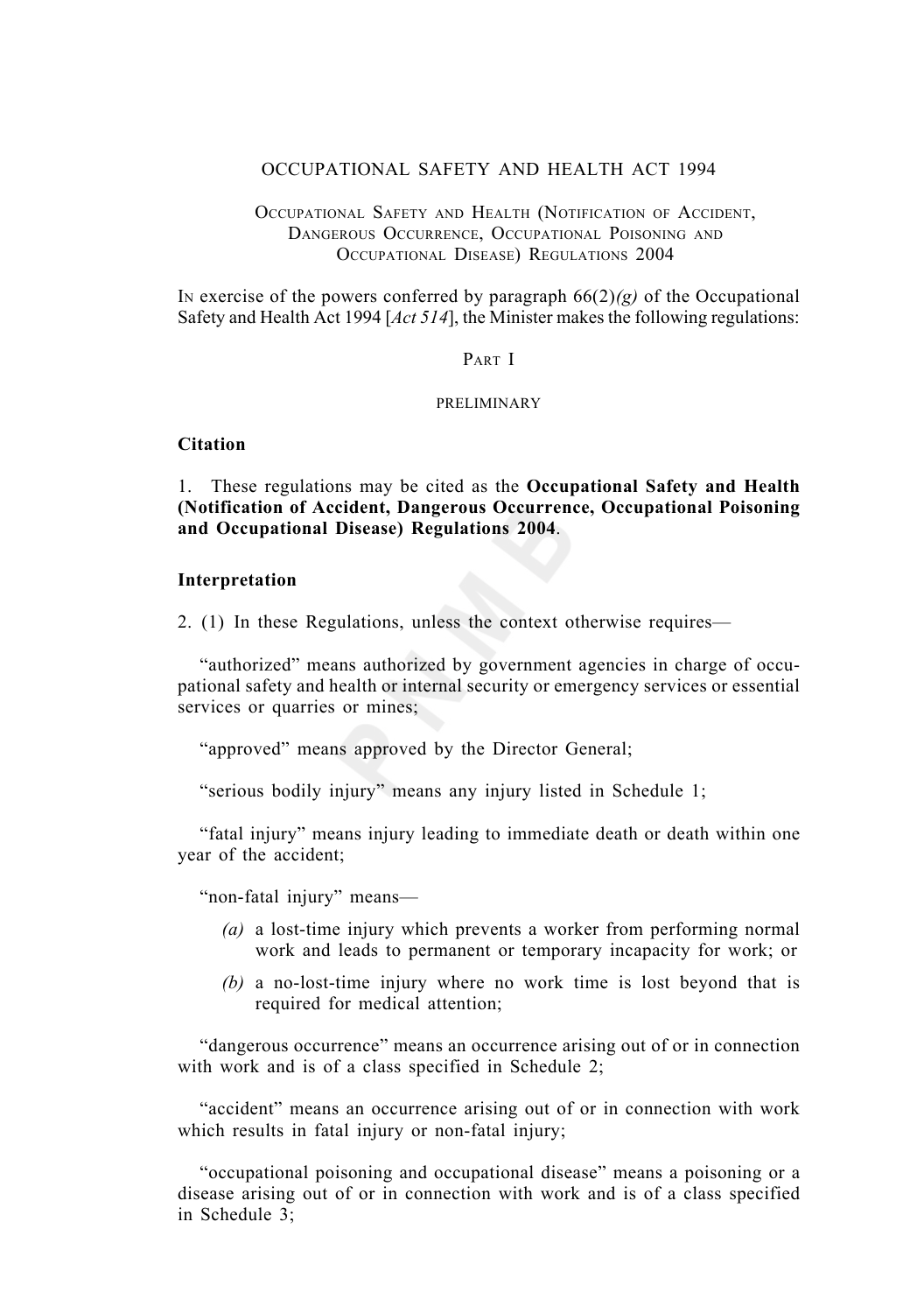# OCCUPATIONAL SAFETY AND HEALTH ACT 1994

## Occupational Safety and Health (Notification of Accident, Dangerous Occurrence, Occupational Poisoning and Occupational Disease) Regulations 2004

In exercise of the powers conferred by paragraph 66(2)*(g)* of the Occupational Safety and Health Act 1994 [*Act 514*], the Minister makes the following regulations:

## Part I

### preliminary

**Citation**

1. These regulations may be cited as the **Occupational Safety and Health (Notification of Accident, Dangerous Occurrence, Occupational Poisoning and Occupational Disease) Regulations 2004**.

**Interpretation**

2. (1) In these Regulations, unless the context otherwise requires—

"authorized" means authorized by government agencies in charge of occupational safety and health or internal security or emergency services or essential services or quarries or mines;

"approved" means approved by the Director General;

"serious bodily injury" means any injury listed in Schedule 1;

"fatal injury" means injury leading to immediate death or death within one year of the accident;

"non-fatal injury" means—

*(a)* a lost-time injury which prevents a worker from performing normal work and leads to permanent or temporary incapacity for work; or

*(b)* a no-lost-time injury where no work time is lost beyond that is required for medical attention;

"dangerous occurrence" means an occurrence arising out of or in connection with work and is of a class specified in Schedule 2;

"accident" means an occurrence arising out of or in connection with work which results in fatal injury or non-fatal injury;

"occupational poisoning and occupational disease" means a poisoning or a disease arising out of or in connection with work and is of a class specified in Schedule 3;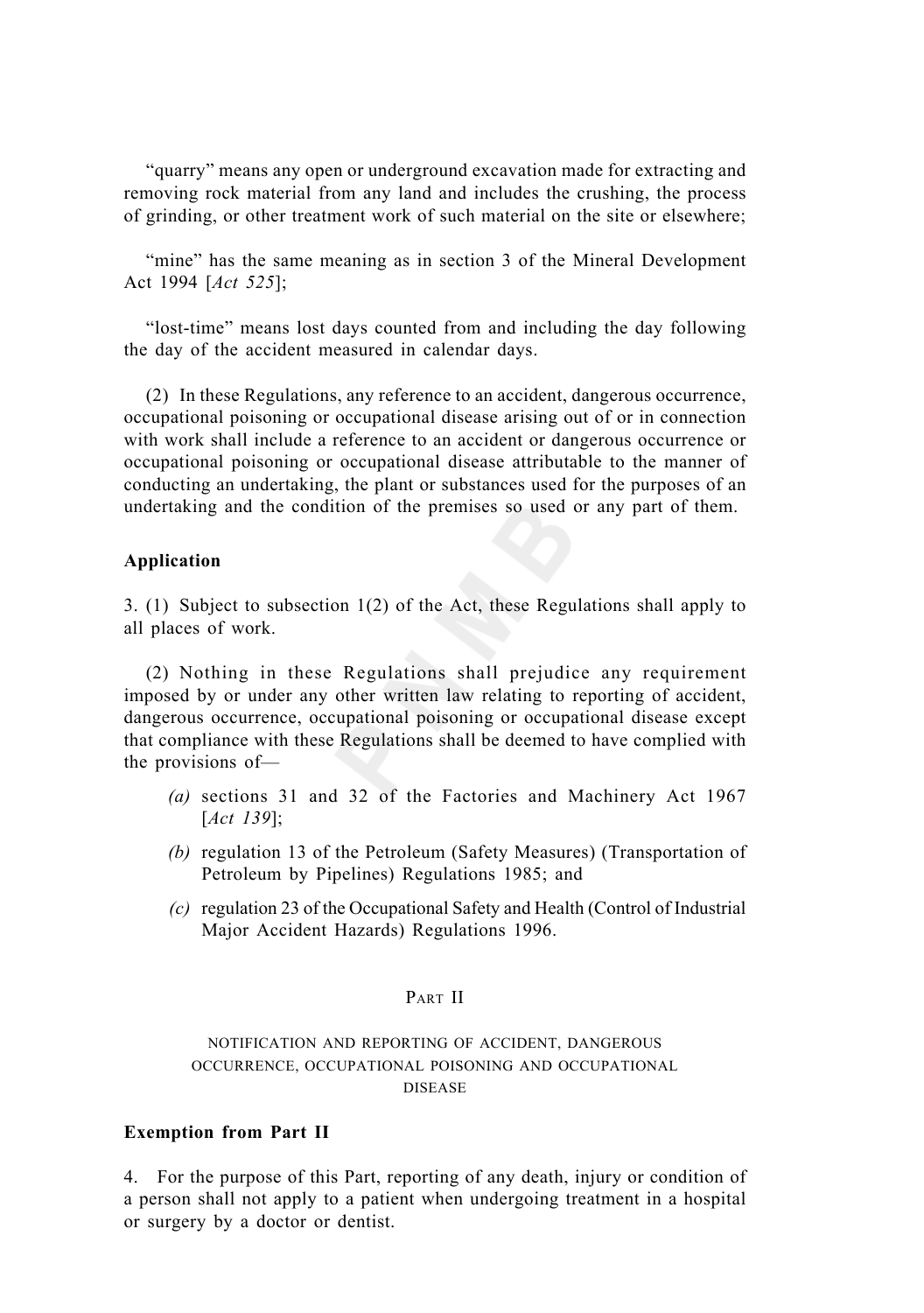"quarry" means any open or underground excavation made for extracting and removing rock material from any land and includes the crushing, the process of grinding, or other treatment work of such material on the site or elsewhere;

"mine" has the same meaning as in section 3 of the Mineral Development Act 1994 [*Act 525*];

"lost-time" means lost days counted from and including the day following the day of the accident measured in calendar days.

(2) In these Regulations, any reference to an accident, dangerous occurrence, occupational poisoning or occupational disease arising out of or in connection with work shall include a reference to an accident or dangerous occurrence or occupational poisoning or occupational disease attributable to the manner of conducting an undertaking, the plant or substances used for the purposes of an undertaking and the condition of the premises so used or any part of them.

**Application**

3. (1) Subject to subsection 1(2) of the Act, these Regulations shall apply to all places of work.

(2) Nothing in these Regulations shall prejudice any requirement imposed by or under any other written law relating to reporting of accident, dangerous occurrence, occupational poisoning or occupational disease except that compliance with these Regulations shall be deemed to have complied with the provisions of—

*(a)* sections 31 and 32 of the Factories and Machinery Act 1967 [*Act 139*];

*(b)* regulation 13 of the Petroleum (Safety Measures) (Transportation of Petroleum by Pipelines) Regulations 1985; and

*(c)* regulation 23 of the Occupational Safety and Health (Control of Industrial Major Accident Hazards) Regulations 1996.

## PART II

## NOTIFICATION AND REPORTING OF ACCIDENT, DANGEROUS OCCURRENCE, OCCUPATIONAL POISONING AND OCCUPATIONAL DISEASE

**Exemption from Part II**

4. For the purpose of this Part, reporting of any death, injury or condition of a person shall not apply to a patient when undergoing treatment in a hospital or surgery by a doctor or dentist.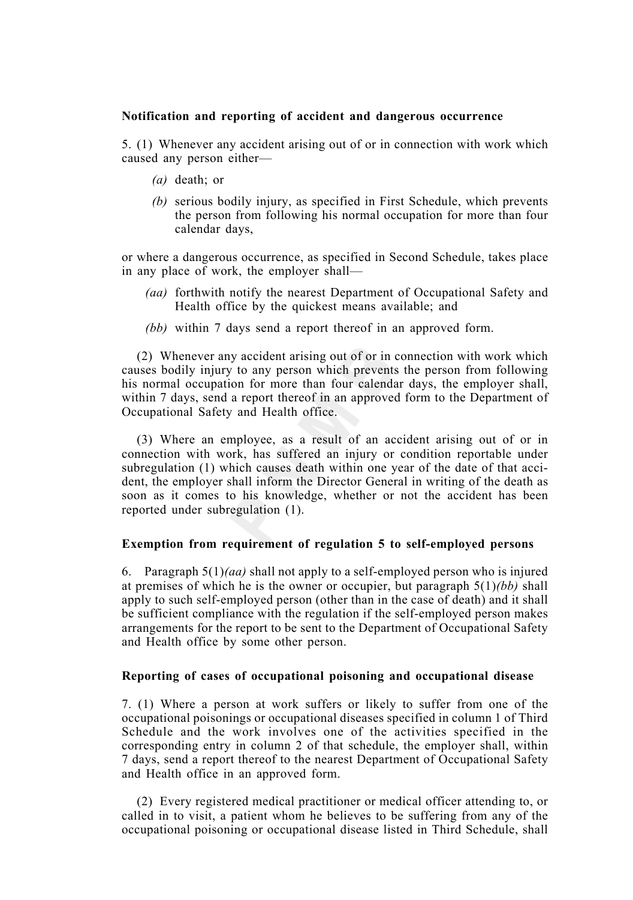**Notification and reporting of accident and dangerous occurrence**

5. (1) Whenever any accident arising out of or in connection with work which caused any person either—

*(a)* death; or

*(b)* serious bodily injury, as specified in First Schedule, which prevents the person from following his normal occupation for more than four calendar days,

or where a dangerous occurrence, as specified in Second Schedule, takes place in any place of work, the employer shall—

*(aa)* forthwith notify the nearest Department of Occupational Safety and Health office by the quickest means available; and

*(bb)* within 7 days send a report thereof in an approved form.

(2) Whenever any accident arising out of or in connection with work which causes bodily injury to any person which prevents the person from following his normal occupation for more than four calendar days, the employer shall, within 7 days, send a report thereof in an approved form to the Department of Occupational Safety and Health office.

(3) Where an employee, as a result of an accident arising out of or in connection with work, has suffered an injury or condition reportable under subregulation (1) which causes death within one year of the date of that accident, the employer shall inform the Director General in writing of the death as soon as it comes to his knowledge, whether or not the accident has been reported under subregulation (1).

**Exemption from requirement of regulation 5 to self-employed persons**

6. Paragraph 5(1)*(aa)* shall not apply to a self-employed person who is injured at premises of which he is the owner or occupier, but paragraph 5(1)*(bb)* shall apply to such self-employed person (other than in the case of death) and it shall be sufficient compliance with the regulation if the self-employed person makes arrangements for the report to be sent to the Department of Occupational Safety and Health office by some other person.

**Reporting of cases of occupational poisoning and occupational disease**

7. (1) Where a person at work suffers or likely to suffer from one of the occupational poisonings or occupational diseases specified in column 1 of Third Schedule and the work involves one of the activities specified in the corresponding entry in column 2 of that schedule, the employer shall, within 7 days, send a report thereof to the nearest Department of Occupational Safety and Health office in an approved form.

(2) Every registered medical practitioner or medical officer attending to, or called in to visit, a patient whom he believes to be suffering from any of the occupational poisoning or occupational disease listed in Third Schedule, shall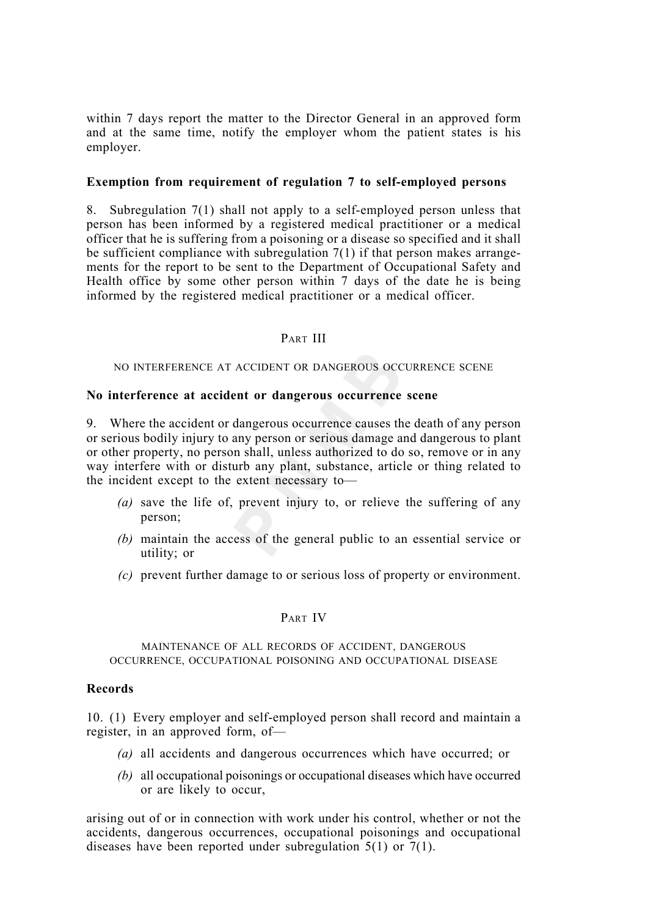within 7 days report the matter to the Director General in an approved form and at the same time, notify the employer whom the patient states is his employer.

### Exemption from requirement of regulation 7 to self-employed persons

8. Subregulation 7(1) shall not apply to a self-employed person unless that person has been informed by a registered medical practitioner or a medical officer that he is suffering from a poisoning or a disease so specified and it shall be sufficient compliance with subregulation 7(1) if that person makes arrangements for the report to be sent to the Department of Occupational Safety and Health office by some other person within 7 days of the date he is being informed by the registered medical practitioner or a medical officer.

## PART III

## NO INTERFERENCE AT ACCIDENT OR DANGEROUS OCCURRENCE SCENE

### No interference at accident or dangerous occurrence scene

9. Where the accident or dangerous occurrence causes the death of any person or serious bodily injury to any person or serious damage and dangerous to plant or other property, no person shall, unless authorized to do so, remove or in any way interfere with or disturb any plant, substance, article or thing related to the incident except to the extent necessary to—

*(a)* save the life of, prevent injury to, or relieve the suffering of any person;

*(b)* maintain the access of the general public to an essential service or utility; or

*(c)* prevent further damage to or serious loss of property or environment.

## PART IV

## MAINTENANCE OF ALL RECORDS OF ACCIDENT, DANGEROUS OCCURRENCE, OCCUPATIONAL POISONING AND OCCUPATIONAL DISEASE

### Records

10. (1) Every employer and self-employed person shall record and maintain a register, in an approved form, of—

*(a)* all accidents and dangerous occurrences which have occurred; or

*(b)* all occupational poisonings or occupational diseases which have occurred or are likely to occur,

arising out of or in connection with work under his control, whether or not the accidents, dangerous occurrences, occupational poisonings and occupational diseases have been reported under subregulation 5(1) or 7(1).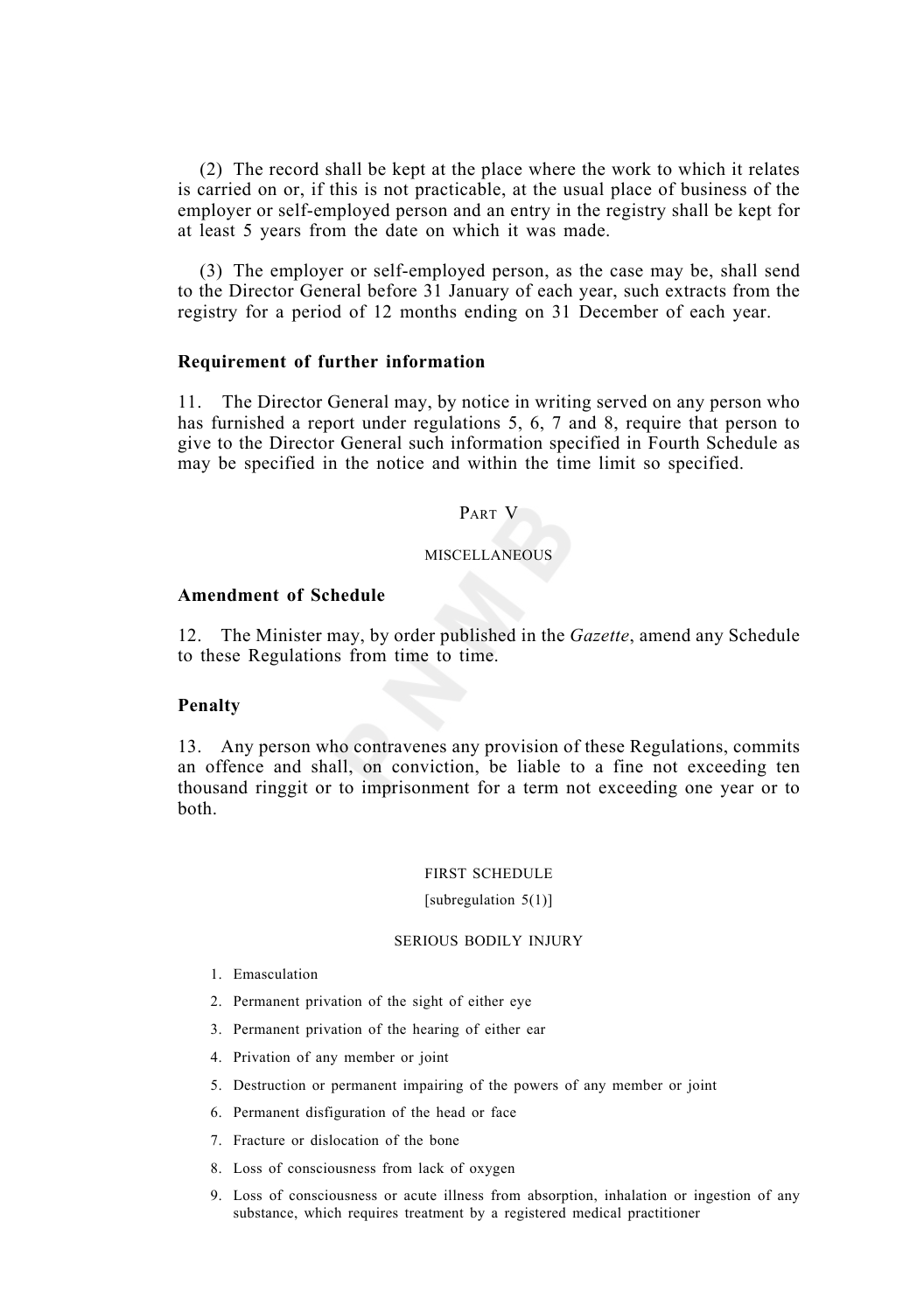(2) The record shall be kept at the place where the work to which it relates is carried on or, if this is not practicable, at the usual place of business of the employer or self-employed person and an entry in the registry shall be kept for at least 5 years from the date on which it was made.

(3) The employer or self-employed person, as the case may be, shall send to the Director General before 31 January of each year, such extracts from the registry for a period of 12 months ending on 31 December of each year.

**Requirement of further information**

11. The Director General may, by notice in writing served on any person who has furnished a report under regulations 5, 6, 7 and 8, require that person to give to the Director General such information specified in Fourth Schedule as may be specified in the notice and within the time limit so specified.

## PART V

## MISCELLANEOUS

**Amendment of Schedule**

12. The Minister may, by order published in the *Gazette*, amend any Schedule to these Regulations from time to time.

**Penalty**

13. Any person who contravenes any provision of these Regulations, commits an offence and shall, on conviction, be liable to a fine not exceeding ten thousand ringgit or to imprisonment for a term not exceeding one year or to both.

## FIRST SCHEDULE

[subregulation 5(1)]

### SERIOUS BODILY INJURY

1. Emasculation
2. Permanent privation of the sight of either eye
3. Permanent privation of the hearing of either ear
4. Privation of any member or joint
5. Destruction or permanent impairing of the powers of any member or joint
6. Permanent disfiguration of the head or face
7. Fracture or dislocation of the bone
8. Loss of consciousness from lack of oxygen
9. Loss of consciousness or acute illness from absorption, inhalation or ingestion of any substance, which requires treatment by a registered medical practitioner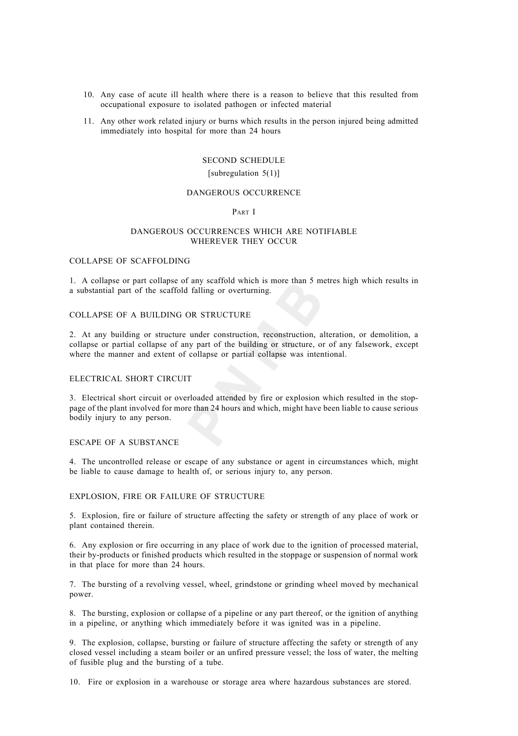10. Any case of acute ill health where there is a reason to believe that this resulted from occupational exposure to isolated pathogen or infected material

11. Any other work related injury or burns which results in the person injured being admitted immediately into hospital for more than 24 hours

## SECOND SCHEDULE

[subregulation 5(1)]

## DANGEROUS OCCURRENCE

### PART I

### DANGEROUS OCCURRENCES WHICH ARE NOTIFIABLE WHEREVER THEY OCCUR

#### COLLAPSE OF SCAFFOLDING

1. A collapse or part collapse of any scaffold which is more than 5 metres high which results in a substantial part of the scaffold falling or overturning.

#### COLLAPSE OF A BUILDING OR STRUCTURE

2. At any building or structure under construction, reconstruction, alteration, or demolition, a collapse or partial collapse of any part of the building or structure, or of any falsework, except where the manner and extent of collapse or partial collapse was intentional.

#### ELECTRICAL SHORT CIRCUIT

3. Electrical short circuit or overloaded attended by fire or explosion which resulted in the stoppage of the plant involved for more than 24 hours and which, might have been liable to cause serious bodily injury to any person.

#### ESCAPE OF A SUBSTANCE

4. The uncontrolled release or escape of any substance or agent in circumstances which, might be liable to cause damage to health of, or serious injury to, any person.

#### EXPLOSION, FIRE OR FAILURE OF STRUCTURE

5. Explosion, fire or failure of structure affecting the safety or strength of any place of work or plant contained therein.

6. Any explosion or fire occurring in any place of work due to the ignition of processed material, their by-products or finished products which resulted in the stoppage or suspension of normal work in that place for more than 24 hours.

7. The bursting of a revolving vessel, wheel, grindstone or grinding wheel moved by mechanical power.

8. The bursting, explosion or collapse of a pipeline or any part thereof, or the ignition of anything in a pipeline, or anything which immediately before it was ignited was in a pipeline.

9. The explosion, collapse, bursting or failure of structure affecting the safety or strength of any closed vessel including a steam boiler or an unfired pressure vessel; the loss of water, the melting of fusible plug and the bursting of a tube.

10. Fire or explosion in a warehouse or storage area where hazardous substances are stored.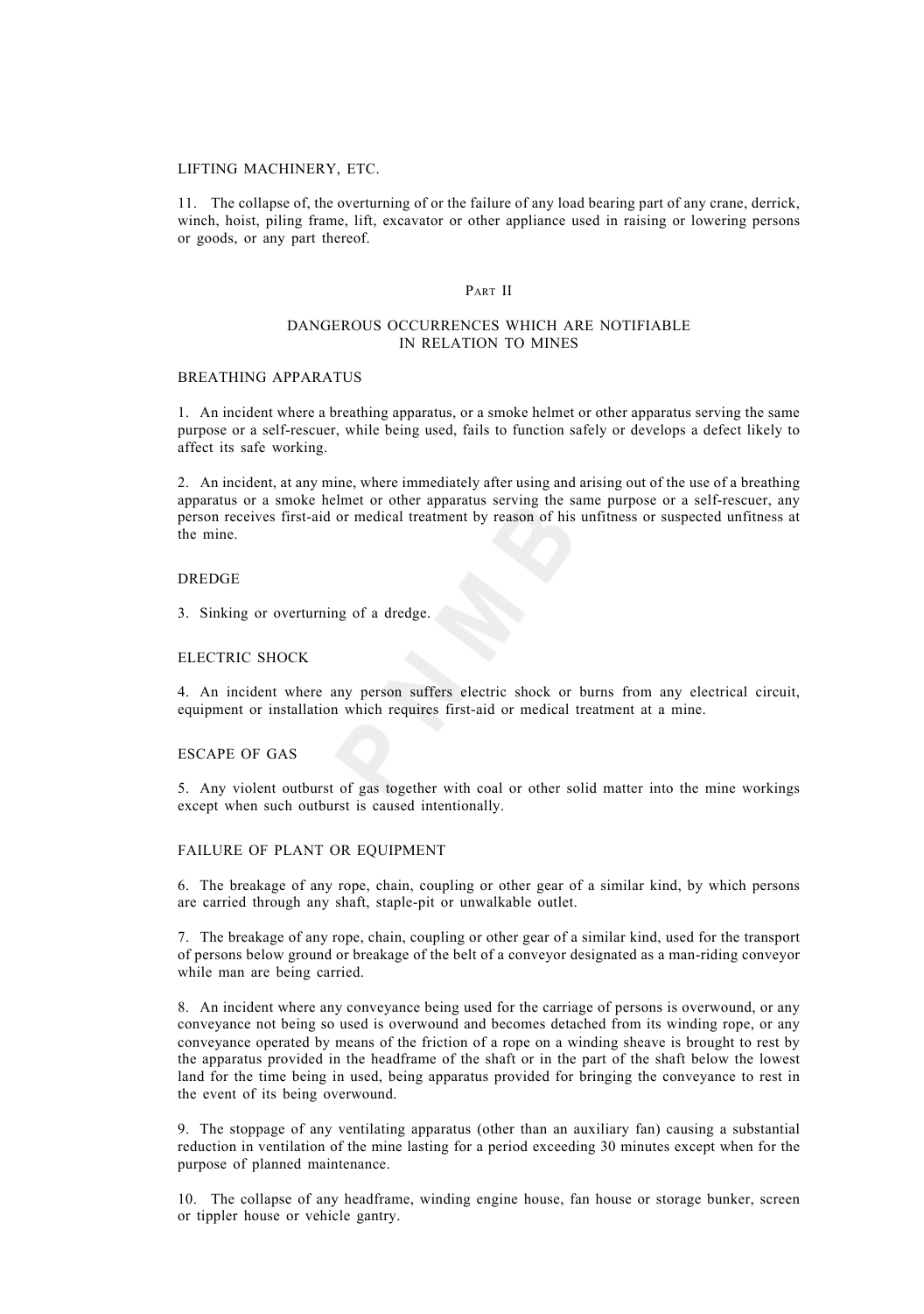LIFTING MACHINERY, ETC.

11. The collapse of, the overturning of or the failure of any load bearing part of any crane, derrick, winch, hoist, piling frame, lift, excavator or other appliance used in raising or lowering persons or goods, or any part thereof.

## PART II

## DANGEROUS OCCURRENCES WHICH ARE NOTIFIABLE IN RELATION TO MINES

BREATHING APPARATUS

1. An incident where a breathing apparatus, or a smoke helmet or other apparatus serving the same purpose or a self-rescuer, while being used, fails to function safely or develops a defect likely to affect its safe working.

2. An incident, at any mine, where immediately after using and arising out of the use of a breathing apparatus or a smoke helmet or other apparatus serving the same purpose or a self-rescuer, any person receives first-aid or medical treatment by reason of his unfitness or suspected unfitness at the mine.

DREDGE

3. Sinking or overturning of a dredge.

ELECTRIC SHOCK

4. An incident where any person suffers electric shock or burns from any electrical circuit, equipment or installation which requires first-aid or medical treatment at a mine.

ESCAPE OF GAS

5. Any violent outburst of gas together with coal or other solid matter into the mine workings except when such outburst is caused intentionally.

FAILURE OF PLANT OR EQUIPMENT

6. The breakage of any rope, chain, coupling or other gear of a similar kind, by which persons are carried through any shaft, staple-pit or unwalkable outlet.

7. The breakage of any rope, chain, coupling or other gear of a similar kind, used for the transport of persons below ground or breakage of the belt of a conveyor designated as a man-riding conveyor while man are being carried.

8. An incident where any conveyance being used for the carriage of persons is overwound, or any conveyance not being so used is overwound and becomes detached from its winding rope, or any conveyance operated by means of the friction of a rope on a winding sheave is brought to rest by the apparatus provided in the headframe of the shaft or in the part of the shaft below the lowest land for the time being in used, being apparatus provided for bringing the conveyance to rest in the event of its being overwound.

9. The stoppage of any ventilating apparatus (other than an auxiliary fan) causing a substantial reduction in ventilation of the mine lasting for a period exceeding 30 minutes except when for the purpose of planned maintenance.

10. The collapse of any headframe, winding engine house, fan house or storage bunker, screen or tippler house or vehicle gantry.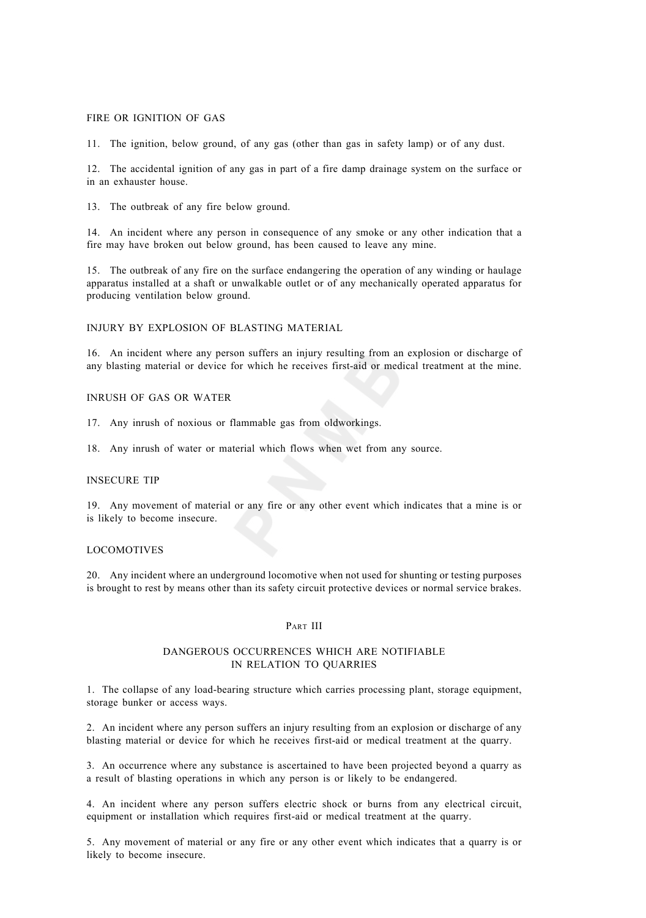FIRE OR IGNITION OF GAS

11. The ignition, below ground, of any gas (other than gas in safety lamp) or of any dust.

12. The accidental ignition of any gas in part of a fire damp drainage system on the surface or in an exhauster house.

13. The outbreak of any fire below ground.

14. An incident where any person in consequence of any smoke or any other indication that a fire may have broken out below ground, has been caused to leave any mine.

15. The outbreak of any fire on the surface endangering the operation of any winding or haulage apparatus installed at a shaft or unwalkable outlet or of any mechanically operated apparatus for producing ventilation below ground.

INJURY BY EXPLOSION OF BLASTING MATERIAL

16. An incident where any person suffers an injury resulting from an explosion or discharge of any blasting material or device for which he receives first-aid or medical treatment at the mine.

INRUSH OF GAS OR WATER

17. Any inrush of noxious or flammable gas from oldworkings.

18. Any inrush of water or material which flows when wet from any source.

INSECURE TIP

19. Any movement of material or any fire or any other event which indicates that a mine is or is likely to become insecure.

LOCOMOTIVES

20. Any incident where an underground locomotive when not used for shunting or testing purposes is brought to rest by means other than its safety circuit protective devices or normal service brakes.

## PART III

### DANGEROUS OCCURRENCES WHICH ARE NOTIFIABLE IN RELATION TO QUARRIES

1. The collapse of any load-bearing structure which carries processing plant, storage equipment, storage bunker or access ways.

2. An incident where any person suffers an injury resulting from an explosion or discharge of any blasting material or device for which he receives first-aid or medical treatment at the quarry.

3. An occurrence where any substance is ascertained to have been projected beyond a quarry as a result of blasting operations in which any person is or likely to be endangered.

4. An incident where any person suffers electric shock or burns from any electrical circuit, equipment or installation which requires first-aid or medical treatment at the quarry.

5. Any movement of material or any fire or any other event which indicates that a quarry is or likely to become insecure.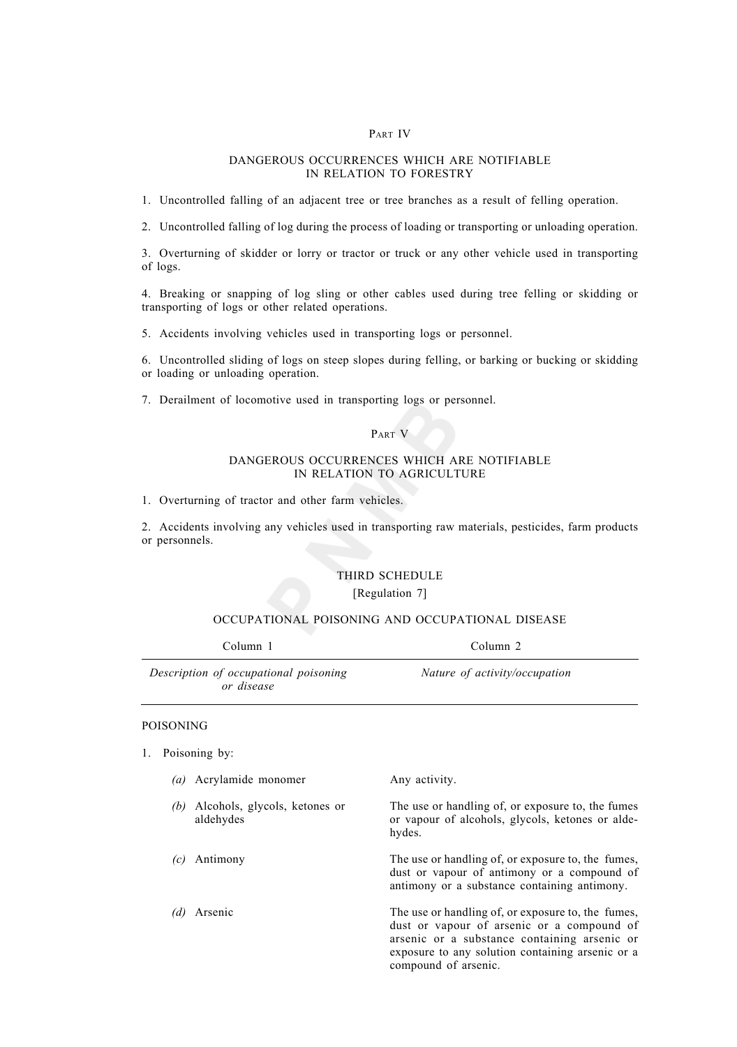## PART IV

### DANGEROUS OCCURRENCES WHICH ARE NOTIFIABLE IN RELATION TO FORESTRY

1. Uncontrolled falling of an adjacent tree or tree branches as a result of felling operation.

2. Uncontrolled falling of log during the process of loading or transporting or unloading operation.

3. Overturning of skidder or lorry or tractor or truck or any other vehicle used in transporting of logs.

4. Breaking or snapping of log sling or other cables used during tree felling or skidding or transporting of logs or other related operations.

5. Accidents involving vehicles used in transporting logs or personnel.

6. Uncontrolled sliding of logs on steep slopes during felling, or barking or bucking or skidding or loading or unloading operation.

7. Derailment of locomotive used in transporting logs or personnel.

## PART V

### DANGEROUS OCCURRENCES WHICH ARE NOTIFIABLE IN RELATION TO AGRICULTURE

1. Overturning of tractor and other farm vehicles.

2. Accidents involving any vehicles used in transporting raw materials, pesticides, farm products or personnels.

## THIRD SCHEDULE

[Regulation 7]

### OCCUPATIONAL POISONING AND OCCUPATIONAL DISEASE

| Column 1 | Column 2 |
|---|---|
| *Description of occupational poisoning or disease* | *Nature of activity/occupation* |
| POISONING | |
| 1. Poisoning by: | |
| *(a)* Acrylamide monomer | Any activity. |
| *(b)* Alcohols, glycols, ketones or aldehydes | The use or handling of, or exposure to, the fumes or vapour of alcohols, glycols, ketones or aldehydes. |
| *(c)* Antimony | The use or handling of, or exposure to, the fumes, dust or vapour of antimony or a compound of antimony or a substance containing antimony. |
| *(d)* Arsenic | The use or handling of, or exposure to, the fumes, dust or vapour of arsenic or a compound of arsenic or a substance containing arsenic or exposure to any solution containing arsenic or a compound of arsenic. |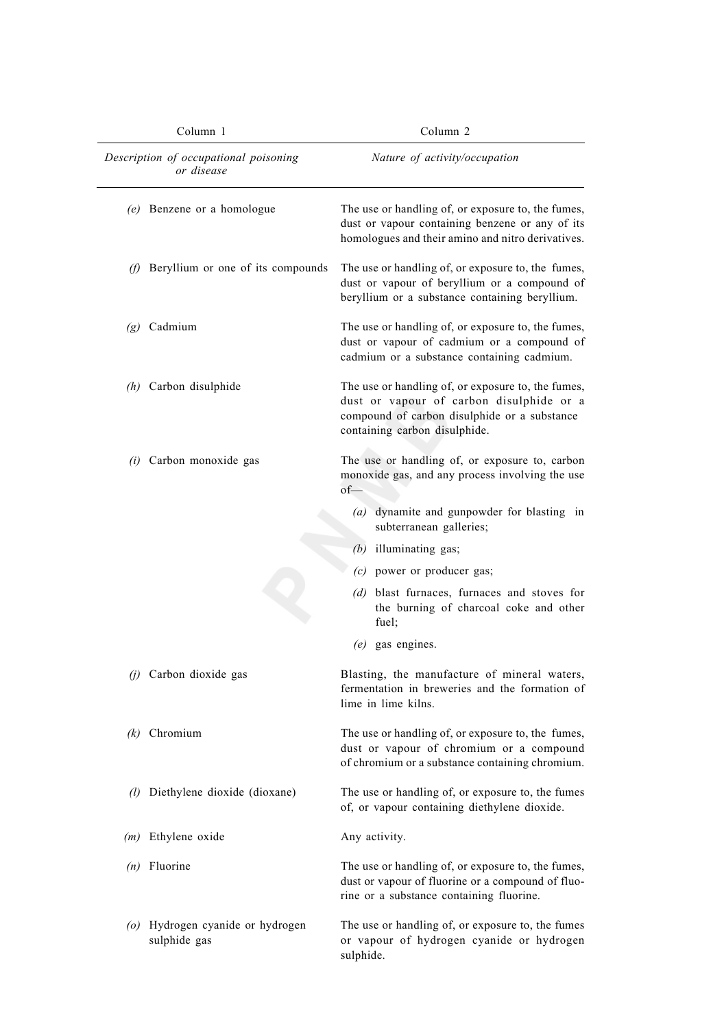| Column 1 | Column 2 |
|---|---|
| *Description of occupational poisoning or disease* | *Nature of activity/occupation* |
| *(e)* Benzene or a homologue | The use or handling of, or exposure to, the fumes, dust or vapour containing benzene or any of its homologues and their amino and nitro derivatives. |
| *(f)* Beryllium or one of its compounds | The use or handling of, or exposure to, the fumes, dust or vapour of beryllium or a compound of beryllium or a substance containing beryllium. |
| *(g)* Cadmium | The use or handling of, or exposure to, the fumes, dust or vapour of cadmium or a compound of cadmium or a substance containing cadmium. |
| *(h)* Carbon disulphide | The use or handling of, or exposure to, the fumes, dust or vapour of carbon disulphide or a compound of carbon disulphide or a substance containing carbon disulphide. |
| *(i)* Carbon monoxide gas | The use or handling of, or exposure to, carbon monoxide gas, and any process involving the use of— *(a)* dynamite and gunpowder for blasting in subterranean galleries; *(b)* illuminating gas; *(c)* power or producer gas; *(d)* blast furnaces, furnaces and stoves for the burning of charcoal coke and other fuel; *(e)* gas engines. |
| *(j)* Carbon dioxide gas | Blasting, the manufacture of mineral waters, fermentation in breweries and the formation of lime in lime kilns. |
| *(k)* Chromium | The use or handling of, or exposure to, the fumes, dust or vapour of chromium or a compound of chromium or a substance containing chromium. |
| *(l)* Diethylene dioxide (dioxane) | The use or handling of, or exposure to, the fumes of, or vapour containing diethylene dioxide. |
| *(m)* Ethylene oxide | Any activity. |
| *(n)* Fluorine | The use or handling of, or exposure to, the fumes, dust or vapour of fluorine or a compound of fluorine or a substance containing fluorine. |
| *(o)* Hydrogen cyanide or hydrogen sulphide gas | The use or handling of, or exposure to, the fumes or vapour of hydrogen cyanide or hydrogen sulphide. |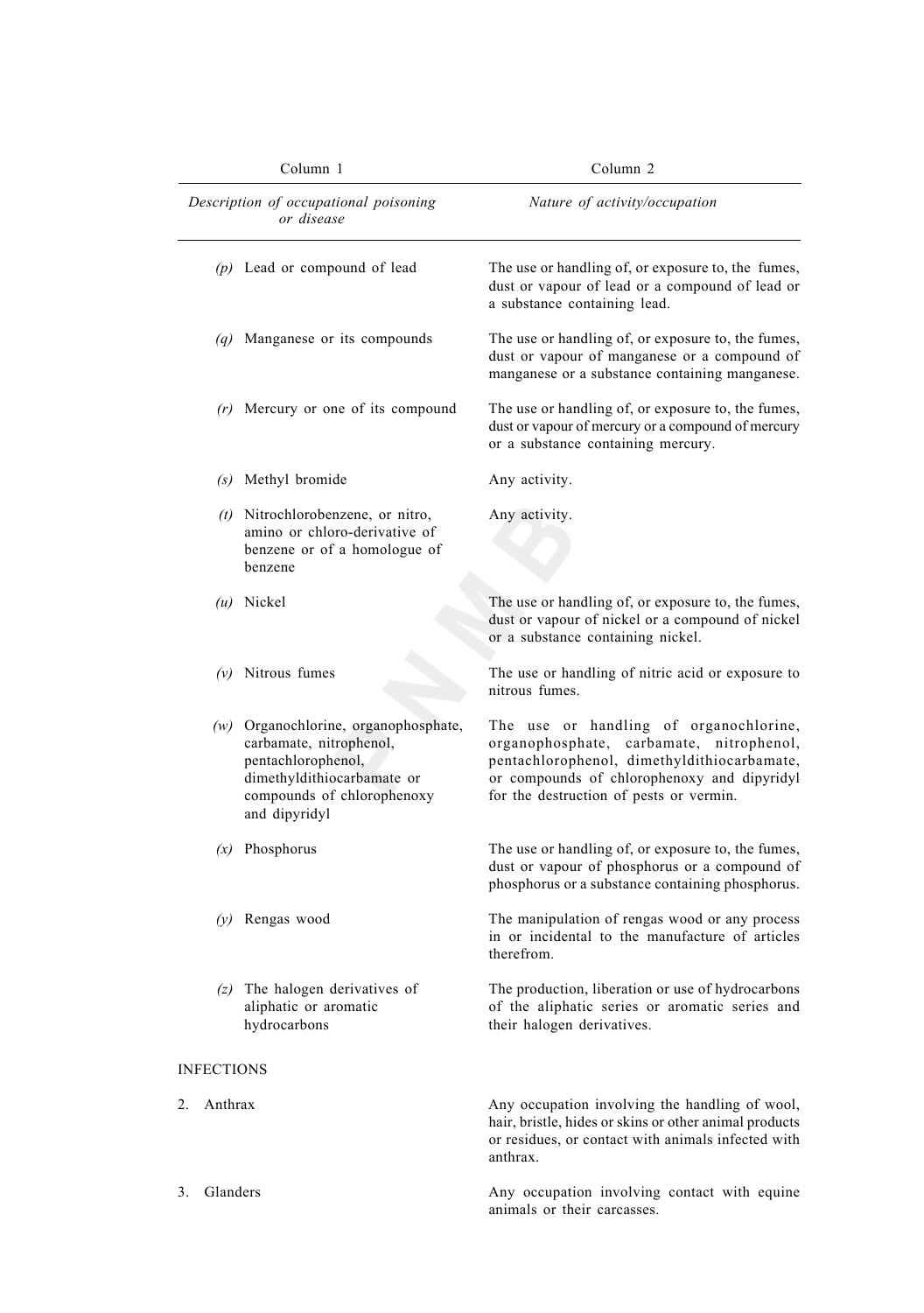| Column 1 | Column 2 |
|---|---|
| *Description of occupational poisoning or disease* | *Nature of activity/occupation* |
| *(p)* Lead or compound of lead | The use or handling of, or exposure to, the fumes, dust or vapour of lead or a compound of lead or a substance containing lead. |
| *(q)* Manganese or its compounds | The use or handling of, or exposure to, the fumes, dust or vapour of manganese or a compound of manganese or a substance containing manganese. |
| *(r)* Mercury or one of its compound | The use or handling of, or exposure to, the fumes, dust or vapour of mercury or a compound of mercury or a substance containing mercury. |
| *(s)* Methyl bromide | Any activity. |
| *(t)* Nitrochlorobenzene, or nitro, amino or chloro-derivative of benzene or of a homologue of benzene | Any activity. |
| *(u)* Nickel | The use or handling of, or exposure to, the fumes, dust or vapour of nickel or a compound of nickel or a substance containing nickel. |
| *(v)* Nitrous fumes | The use or handling of nitric acid or exposure to nitrous fumes. |
| *(w)* Organochlorine, organophosphate, carbamate, nitrophenol, pentachlorophenol, dimethyldithiocarbamate or compounds of chlorophenoxy and dipyridyl | The use or handling of organochlorine, organophosphate, carbamate, nitrophenol, pentachlorophenol, dimethyldithiocarbamate, or compounds of chlorophenoxy and dipyridyl for the destruction of pests or vermin. |
| *(x)* Phosphorus | The use or handling of, or exposure to, the fumes, dust or vapour of phosphorus or a compound of phosphorus or a substance containing phosphorus. |
| *(y)* Rengas wood | The manipulation of rengas wood or any process in or incidental to the manufacture of articles therefrom. |
| *(z)* The halogen derivatives of aliphatic or aromatic hydrocarbons | The production, liberation or use of hydrocarbons of the aliphatic series or aromatic series and their halogen derivatives. |
| INFECTIONS | |
| 2. Anthrax | Any occupation involving the handling of wool, hair, bristle, hides or skins or other animal products or residues, or contact with animals infected with anthrax. |
| 3. Glanders | Any occupation involving contact with equine animals or their carcasses. |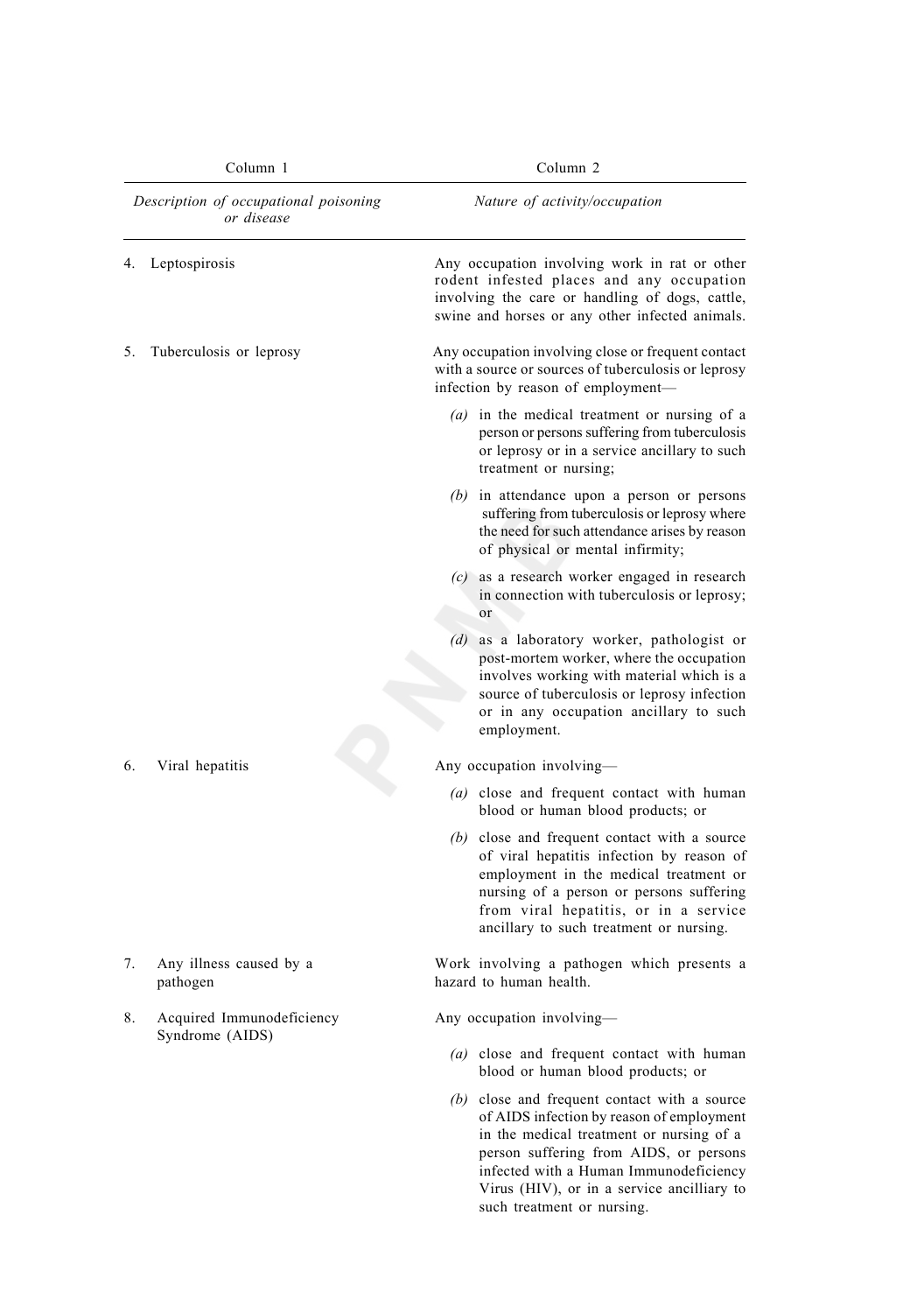| Column 1 | Column 2 |
|---|---|
| *Description of occupational poisoning or disease* | *Nature of activity/occupation* |
| 4. Leptospirosis | Any occupation involving work in rat or other rodent infested places and any occupation involving the care or handling of dogs, cattle, swine and horses or any other infected animals. |
| 5. Tuberculosis or leprosy | Any occupation involving close or frequent contact with a source or sources of tuberculosis or leprosy infection by reason of employment—<br>*(a)* in the medical treatment or nursing of a person or persons suffering from tuberculosis or leprosy or in a service ancillary to such treatment or nursing;<br>*(b)* in attendance upon a person or persons suffering from tuberculosis or leprosy where the need for such attendance arises by reason of physical or mental infirmity;<br>*(c)* as a research worker engaged in research in connection with tuberculosis or leprosy; or<br>*(d)* as a laboratory worker, pathologist or post-mortem worker, where the occupation involves working with material which is a source of tuberculosis or leprosy infection or in any occupation ancillary to such employment. |
| 6. Viral hepatitis | Any occupation involving—<br>*(a)* close and frequent contact with human blood or human blood products; or<br>*(b)* close and frequent contact with a source of viral hepatitis infection by reason of employment in the medical treatment or nursing of a person or persons suffering from viral hepatitis, or in a service ancillary to such treatment or nursing. |
| 7. Any illness caused by a pathogen | Work involving a pathogen which presents a hazard to human health. |
| 8. Acquired Immunodeficiency Syndrome (AIDS) | Any occupation involving—<br>*(a)* close and frequent contact with human blood or human blood products; or<br>*(b)* close and frequent contact with a source of AIDS infection by reason of employment in the medical treatment or nursing of a person suffering from AIDS, or persons infected with a Human Immunodeficiency Virus (HIV), or in a service ancilliary to such treatment or nursing. |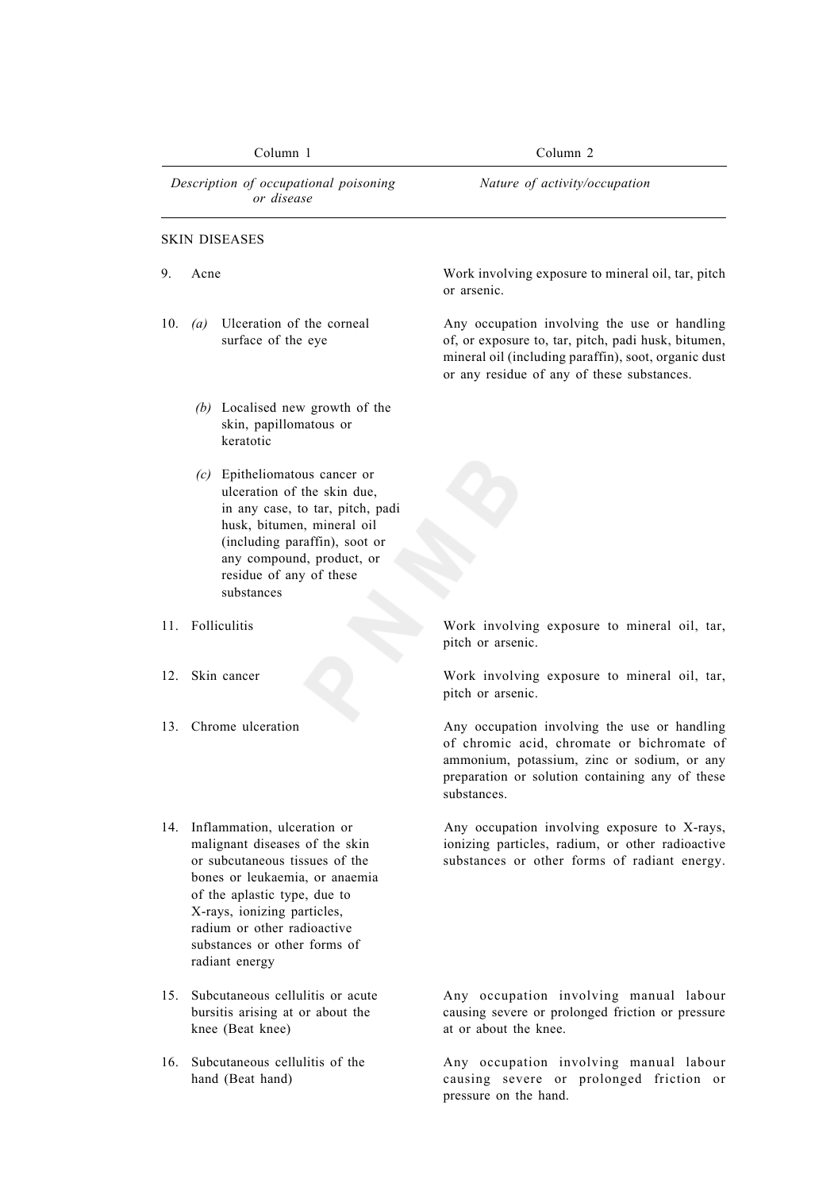| Column 1 | Column 2 |
|---|---|
| *Description of occupational poisoning or disease* | *Nature of activity/occupation* |
| SKIN DISEASES | |
| 9. Acne | Work involving exposure to mineral oil, tar, pitch or arsenic. |
| 10. *(a)* Ulceration of the corneal surface of the eye | Any occupation involving the use or handling of, or exposure to, tar, pitch, padi husk, bitumen, mineral oil (including paraffin), soot, organic dust or any residue of any of these substances. |
| *(b)* Localised new growth of the skin, papillomatous or keratotic | |
| *(c)* Epitheliomatous cancer or ulceration of the skin due, in any case, to tar, pitch, padi husk, bitumen, mineral oil (including paraffin), soot or any compound, product, or residue of any of these substances | |
| 11. Folliculitis | Work involving exposure to mineral oil, tar, pitch or arsenic. |
| 12. Skin cancer | Work involving exposure to mineral oil, tar, pitch or arsenic. |
| 13. Chrome ulceration | Any occupation involving the use or handling of chromic acid, chromate or bichromate of ammonium, potassium, zinc or sodium, or any preparation or solution containing any of these substances. |
| 14. Inflammation, ulceration or malignant diseases of the skin or subcutaneous tissues of the bones or leukaemia, or anaemia of the aplastic type, due to X-rays, ionizing particles, radium or other radioactive substances or other forms of radiant energy | Any occupation involving exposure to X-rays, ionizing particles, radium, or other radioactive substances or other forms of radiant energy. |
| 15. Subcutaneous cellulitis or acute bursitis arising at or about the knee (Beat knee) | Any occupation involving manual labour causing severe or prolonged friction or pressure at or about the knee. |
| 16. Subcutaneous cellulitis of the hand (Beat hand) | Any occupation involving manual labour causing severe or prolonged friction or pressure on the hand. |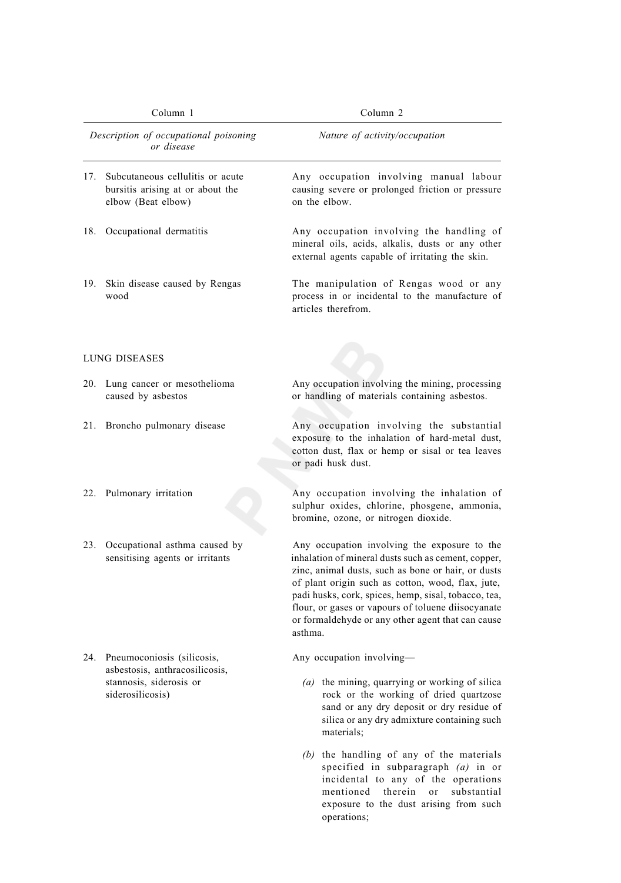| Column 1 | Column 2 |
|---|---|
| *Description of occupational poisoning or disease* | *Nature of activity/occupation* |
| 17. Subcutaneous cellulitis or acute bursitis arising at or about the elbow (Beat elbow) | Any occupation involving manual labour causing severe or prolonged friction or pressure on the elbow. |
| 18. Occupational dermatitis | Any occupation involving the handling of mineral oils, acids, alkalis, dusts or any other external agents capable of irritating the skin. |
| 19. Skin disease caused by Rengas wood | The manipulation of Rengas wood or any process in or incidental to the manufacture of articles therefrom. |
| LUNG DISEASES | |
| 20. Lung cancer or mesothelioma caused by asbestos | Any occupation involving the mining, processing or handling of materials containing asbestos. |
| 21. Broncho pulmonary disease | Any occupation involving the substantial exposure to the inhalation of hard-metal dust, cotton dust, flax or hemp or sisal or tea leaves or padi husk dust. |
| 22. Pulmonary irritation | Any occupation involving the inhalation of sulphur oxides, chlorine, phosgene, ammonia, bromine, ozone, or nitrogen dioxide. |
| 23. Occupational asthma caused by sensitising agents or irritants | Any occupation involving the exposure to the inhalation of mineral dusts such as cement, copper, zinc, animal dusts, such as bone or hair, or dusts of plant origin such as cotton, wood, flax, jute, padi husks, cork, spices, hemp, sisal, tobacco, tea, flour, or gases or vapours of toluene diisocyanate or formaldehyde or any other agent that can cause asthma. |
| 24. Pneumoconiosis (silicosis, asbestosis, anthracosilicosis, stannosis, siderosis or siderosilicosis) | Any occupation involving— *(a)* the mining, quarrying or working of silica rock or the working of dried quartzose sand or any dry deposit or dry residue of silica or any dry admixture containing such materials; *(b)* the handling of any of the materials specified in subparagraph *(a)* in or incidental to any of the operations mentioned therein or substantial exposure to the dust arising from such operations; |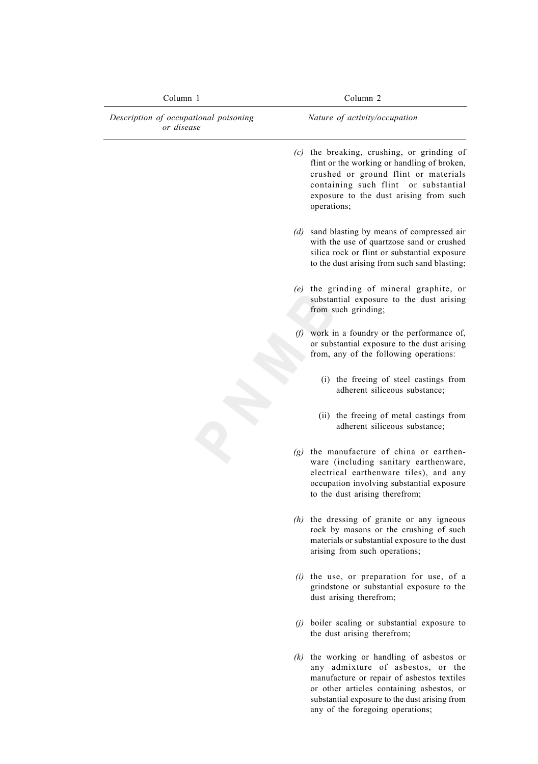| Column 1 | Column 2 |
|---|---|
| *Description of occupational poisoning or disease* | *Nature of activity/occupation* |
| | *(c)* the breaking, crushing, or grinding of flint or the working or handling of broken, crushed or ground flint or materials containing such flint or substantial exposure to the dust arising from such operations; |
| | *(d)* sand blasting by means of compressed air with the use of quartzose sand or crushed silica rock or flint or substantial exposure to the dust arising from such sand blasting; |
| | *(e)* the grinding of mineral graphite, or substantial exposure to the dust arising from such grinding; |
| | *(f)* work in a foundry or the performance of, or substantial exposure to the dust arising from, any of the following operations: |
| | (i) the freeing of steel castings from adherent siliceous substance; |
| | (ii) the freeing of metal castings from adherent siliceous substance; |
| | *(g)* the manufacture of china or earthenware (including sanitary earthenware, electrical earthenware tiles), and any occupation involving substantial exposure to the dust arising therefrom; |
| | *(h)* the dressing of granite or any igneous rock by masons or the crushing of such materials or substantial exposure to the dust arising from such operations; |
| | *(i)* the use, or preparation for use, of a grindstone or substantial exposure to the dust arising therefrom; |
| | *(j)* boiler scaling or substantial exposure to the dust arising therefrom; |
| | *(k)* the working or handling of asbestos or any admixture of asbestos, or the manufacture or repair of asbestos textiles or other articles containing asbestos, or substantial exposure to the dust arising from any of the foregoing operations; |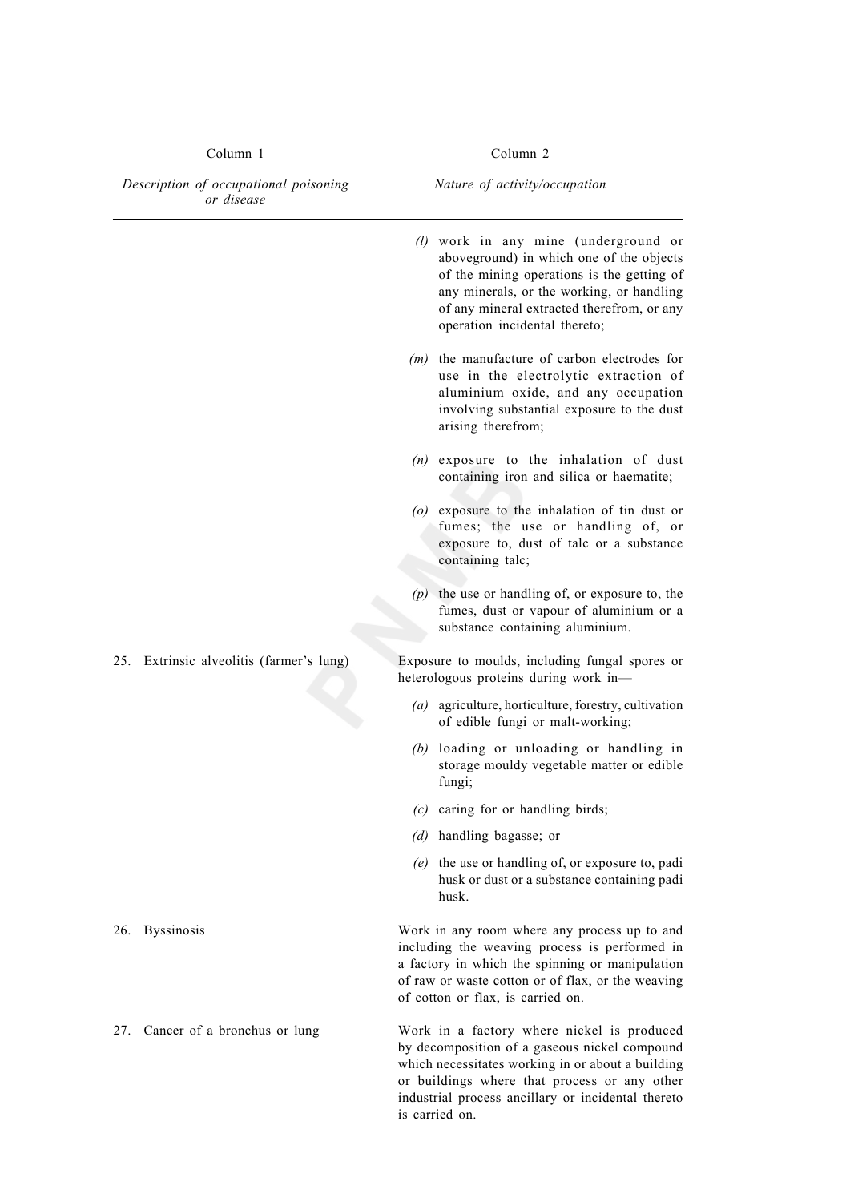| Column 1 | Column 2 |
|---|---|
| *Description of occupational poisoning or disease* | *Nature of activity/occupation* |
| | *(l)* work in any mine (underground or aboveground) in which one of the objects of the mining operations is the getting of any minerals, or the working, or handling of any mineral extracted therefrom, or any operation incidental thereto; |
| | *(m)* the manufacture of carbon electrodes for use in the electrolytic extraction of aluminium oxide, and any occupation involving substantial exposure to the dust arising therefrom; |
| | *(n)* exposure to the inhalation of dust containing iron and silica or haematite; |
| | *(o)* exposure to the inhalation of tin dust or fumes; the use or handling of, or exposure to, dust of talc or a substance containing talc; |
| | *(p)* the use or handling of, or exposure to, the fumes, dust or vapour of aluminium or a substance containing aluminium. |
| 25. Extrinsic alveolitis (farmer's lung) | Exposure to moulds, including fungal spores or heterologous proteins during work in— |
| | *(a)* agriculture, horticulture, forestry, cultivation of edible fungi or malt-working; |
| | *(b)* loading or unloading or handling in storage mouldy vegetable matter or edible fungi; |
| | *(c)* caring for or handling birds; |
| | *(d)* handling bagasse; or |
| | *(e)* the use or handling of, or exposure to, padi husk or dust or a substance containing padi husk. |
| 26. Byssinosis | Work in any room where any process up to and including the weaving process is performed in a factory in which the spinning or manipulation of raw or waste cotton or of flax, or the weaving of cotton or flax, is carried on. |
| 27. Cancer of a bronchus or lung | Work in a factory where nickel is produced by decomposition of a gaseous nickel compound which necessitates working in or about a building or buildings where that process or any other industrial process ancillary or incidental thereto is carried on. |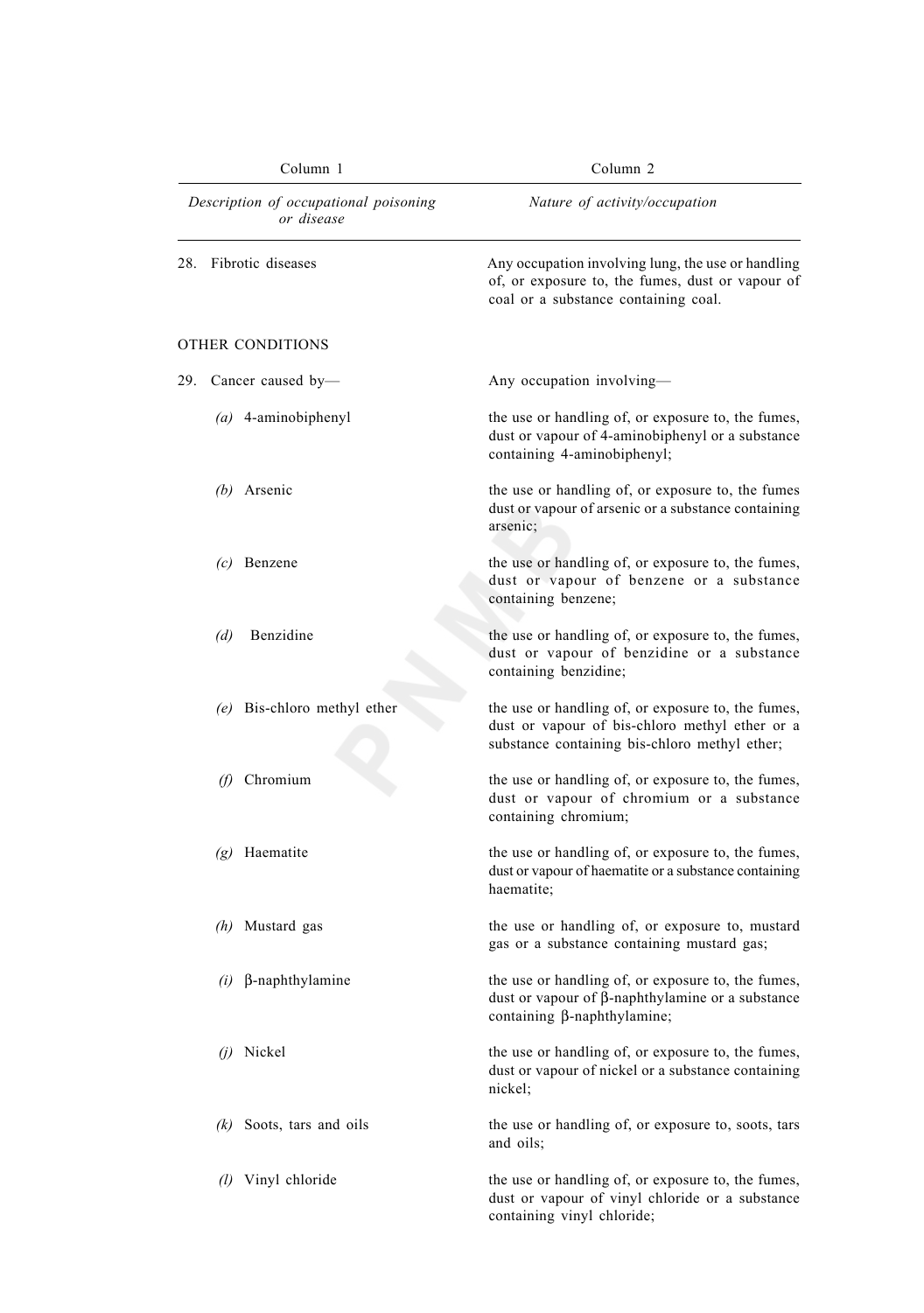| Column 1 | Column 2 |
|---|---|
| *Description of occupational poisoning or disease* | *Nature of activity/occupation* |
| 28. Fibrotic diseases | Any occupation involving lung, the use or handling of, or exposure to, the fumes, dust or vapour of coal or a substance containing coal. |
| OTHER CONDITIONS | |
| 29. Cancer caused by— | Any occupation involving— |
| *(a)* 4-aminobiphenyl | the use or handling of, or exposure to, the fumes, dust or vapour of 4-aminobiphenyl or a substance containing 4-aminobiphenyl; |
| *(b)* Arsenic | the use or handling of, or exposure to, the fumes dust or vapour of arsenic or a substance containing arsenic; |
| *(c)* Benzene | the use or handling of, or exposure to, the fumes, dust or vapour of benzene or a substance containing benzene; |
| *(d)* Benzidine | the use or handling of, or exposure to, the fumes, dust or vapour of benzidine or a substance containing benzidine; |
| *(e)* Bis-chloro methyl ether | the use or handling of, or exposure to, the fumes, dust or vapour of bis-chloro methyl ether or a substance containing bis-chloro methyl ether; |
| *(f)* Chromium | the use or handling of, or exposure to, the fumes, dust or vapour of chromium or a substance containing chromium; |
| *(g)* Haematite | the use or handling of, or exposure to, the fumes, dust or vapour of haematite or a substance containing haematite; |
| *(h)* Mustard gas | the use or handling of, or exposure to, mustard gas or a substance containing mustard gas; |
| *(i)* β-naphthylamine | the use or handling of, or exposure to, the fumes, dust or vapour of β-naphthylamine or a substance containing β-naphthylamine; |
| *(j)* Nickel | the use or handling of, or exposure to, the fumes, dust or vapour of nickel or a substance containing nickel; |
| *(k)* Soots, tars and oils | the use or handling of, or exposure to, soots, tars and oils; |
| *(l)* Vinyl chloride | the use or handling of, or exposure to, the fumes, dust or vapour of vinyl chloride or a substance containing vinyl chloride; |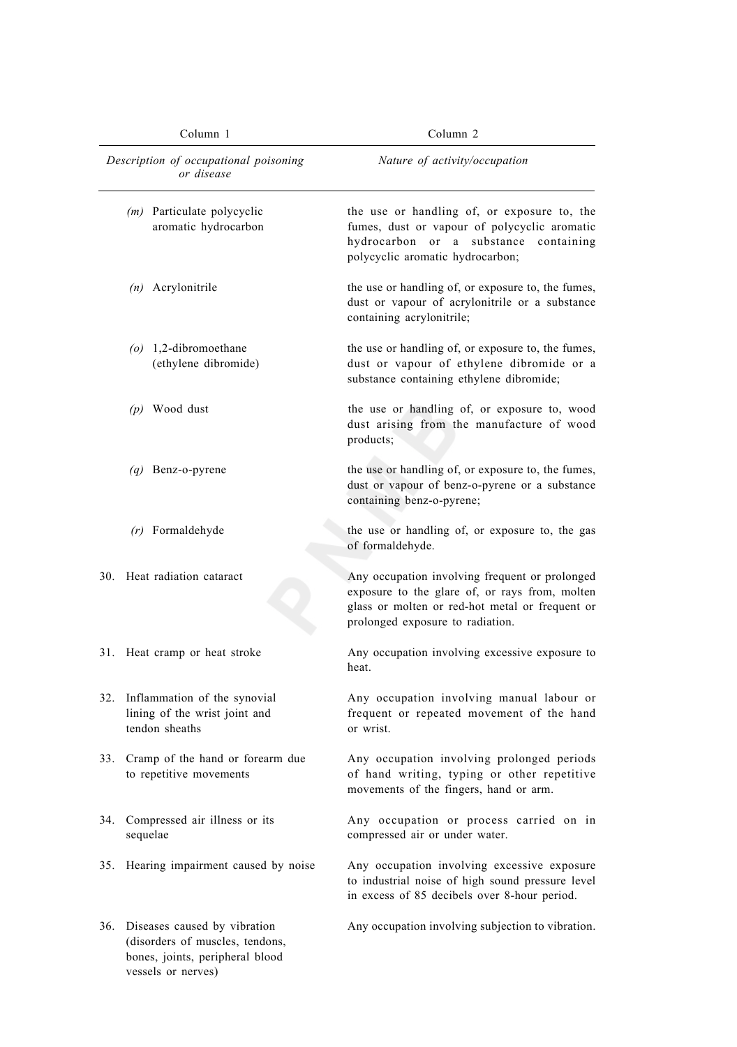| Column 1 | Column 2 |
|---|---|
| *Description of occupational poisoning or disease* | *Nature of activity/occupation* |
| *(m)* Particulate polycyclic aromatic hydrocarbon | the use or handling of, or exposure to, the fumes, dust or vapour of polycyclic aromatic hydrocarbon or a substance containing polycyclic aromatic hydrocarbon; |
| *(n)* Acrylonitrile | the use or handling of, or exposure to, the fumes, dust or vapour of acrylonitrile or a substance containing acrylonitrile; |
| *(o)* 1,2-dibromoethane (ethylene dibromide) | the use or handling of, or exposure to, the fumes, dust or vapour of ethylene dibromide or a substance containing ethylene dibromide; |
| *(p)* Wood dust | the use or handling of, or exposure to, wood dust arising from the manufacture of wood products; |
| *(q)* Benz-o-pyrene | the use or handling of, or exposure to, the fumes, dust or vapour of benz-o-pyrene or a substance containing benz-o-pyrene; |
| *(r)* Formaldehyde | the use or handling of, or exposure to, the gas of formaldehyde. |
| 30. Heat radiation cataract | Any occupation involving frequent or prolonged exposure to the glare of, or rays from, molten glass or molten or red-hot metal or frequent or prolonged exposure to radiation. |
| 31. Heat cramp or heat stroke | Any occupation involving excessive exposure to heat. |
| 32. Inflammation of the synovial lining of the wrist joint and tendon sheaths | Any occupation involving manual labour or frequent or repeated movement of the hand or wrist. |
| 33. Cramp of the hand or forearm due to repetitive movements | Any occupation involving prolonged periods of hand writing, typing or other repetitive movements of the fingers, hand or arm. |
| 34. Compressed air illness or its sequelae | Any occupation or process carried on in compressed air or under water. |
| 35. Hearing impairment caused by noise | Any occupation involving excessive exposure to industrial noise of high sound pressure level in excess of 85 decibels over 8-hour period. |
| 36. Diseases caused by vibration (disorders of muscles, tendons, bones, joints, peripheral blood vessels or nerves) | Any occupation involving subjection to vibration. |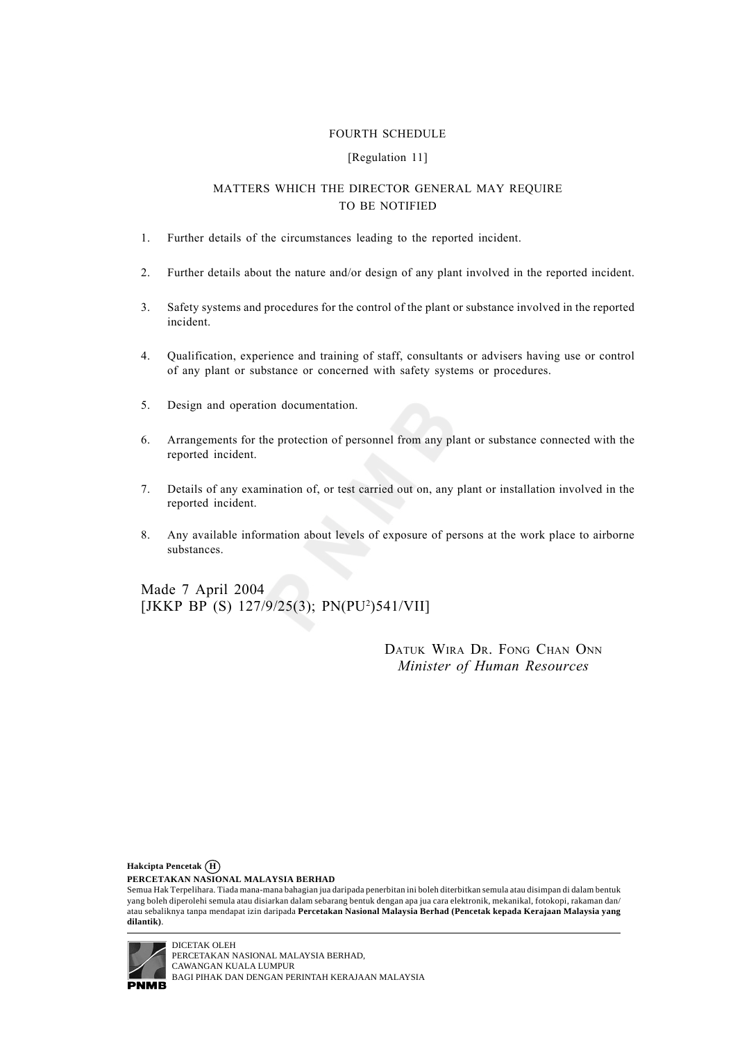FOURTH SCHEDULE

[Regulation 11]

MATTERS WHICH THE DIRECTOR GENERAL MAY REQUIRE TO BE NOTIFIED

1. Further details of the circumstances leading to the reported incident.

2. Further details about the nature and/or design of any plant involved in the reported incident.

3. Safety systems and procedures for the control of the plant or substance involved in the reported incident.

4. Qualification, experience and training of staff, consultants or advisers having use or control of any plant or substance or concerned with safety systems or procedures.

5. Design and operation documentation.

6. Arrangements for the protection of personnel from any plant or substance connected with the reported incident.

7. Details of any examination of, or test carried out on, any plant or installation involved in the reported incident.

8. Any available information about levels of exposure of persons at the work place to airborne substances.

Made 7 April 2004
[JKKP BP (S) 127/9/25(3); PN(PU[2])541/VII]

DATUK WIRA DR. FONG CHAN ONN
*Minister of Human Resources*

**Hakcipta Pencetak (H)**
**PERCETAKAN NASIONAL MALAYSIA BERHAD**
Semua Hak Terpelihara. Tiada mana-mana bahagian jua daripada penerbitan ini boleh diterbitkan semula atau disimpan di dalam bentuk yang boleh diperolehi semula atau disiarkan dalam sebarang bentuk dengan apa jua cara elektronik, mekanikal, fotokopi, rakaman dan/atau sebaliknya tanpa mendapat izin daripada **Percetakan Nasional Malaysia Berhad (Pencetak kepada Kerajaan Malaysia yang dilantik)**.

DICETAK OLEH
PERCETAKAN NASIONAL MALAYSIA BERHAD,
CAWANGAN KUALA LUMPUR
BAGI PIHAK DAN DENGAN PERINTAH KERAJAAN MALAYSIA